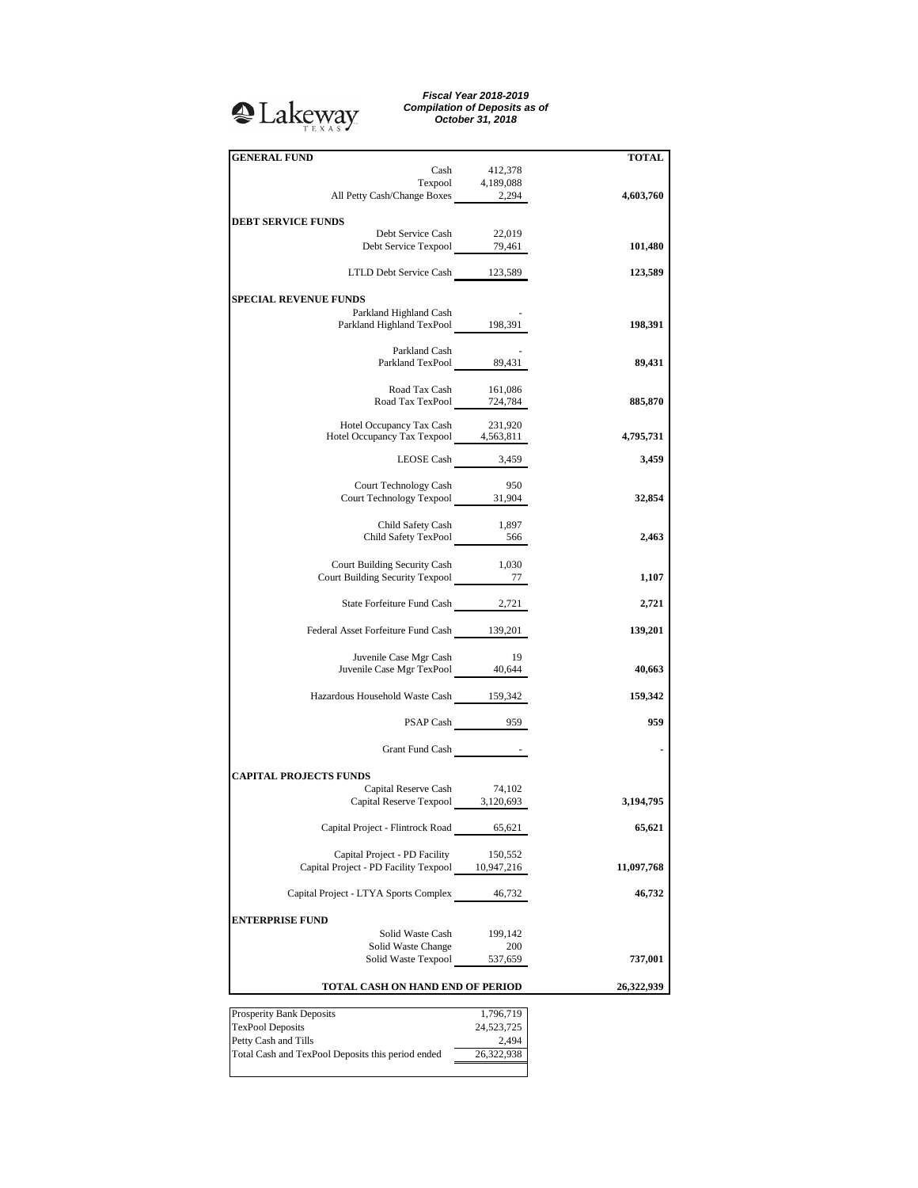Lakeway TEXAS

***Fiscal Year 2018-2019***
***Compilation of Deposits as of***
***October 31, 2018***

| **GENERAL FUND** | | **TOTAL** |
|---|---|---|
| Cash | 412,378 | |
| Texpool | 4,189,088 | |
| All Petty Cash/Change Boxes | 2,294 | **4,603,760** |
| **DEBT SERVICE FUNDS** | | |
| Debt Service Cash | 22,019 | |
| Debt Service Texpool | 79,461 | **101,480** |
| LTLD Debt Service Cash | 123,589 | **123,589** |
| **SPECIAL REVENUE FUNDS** | | |
| Parkland Highland Cash | - | |
| Parkland Highland TexPool | 198,391 | **198,391** |
| Parkland Cash | - | |
| Parkland TexPool | 89,431 | **89,431** |
| Road Tax Cash | 161,086 | |
| Road Tax TexPool | 724,784 | **885,870** |
| Hotel Occupancy Tax Cash | 231,920 | |
| Hotel Occupancy Tax Texpool | 4,563,811 | **4,795,731** |
| LEOSE Cash | 3,459 | **3,459** |
| Court Technology Cash | 950 | |
| Court Technology Texpool | 31,904 | **32,854** |
| Child Safety Cash | 1,897 | |
| Child Safety TexPool | 566 | **2,463** |
| Court Building Security Cash | 1,030 | |
| Court Building Security Texpool | 77 | **1,107** |
| State Forfeiture Fund Cash | 2,721 | **2,721** |
| Federal Asset Forfeiture Fund Cash | 139,201 | **139,201** |
| Juvenile Case Mgr Cash | 19 | |
| Juvenile Case Mgr TexPool | 40,644 | **40,663** |
| Hazardous Household Waste Cash | 159,342 | **159,342** |
| PSAP Cash | 959 | **959** |
| Grant Fund Cash | - | **-** |
| **CAPITAL PROJECTS FUNDS** | | |
| Capital Reserve Cash | 74,102 | |
| Capital Reserve Texpool | 3,120,693 | **3,194,795** |
| Capital Project - Flintrock Road | 65,621 | **65,621** |
| Capital Project - PD Facility | 150,552 | |
| Capital Project - PD Facility Texpool | 10,947,216 | **11,097,768** |
| Capital Project - LTYA Sports Complex | 46,732 | **46,732** |
| **ENTERPRISE FUND** | | |
| Solid Waste Cash | 199,142 | |
| Solid Waste Change | 200 | |
| Solid Waste Texpool | 537,659 | **737,001** |
| **TOTAL CASH ON HAND END OF PERIOD** | | **26,322,939** |

| | |
|---|---|
| Prosperity Bank Deposits | 1,796,719 |
| TexPool Deposits | 24,523,725 |
| Petty Cash and Tills | 2,494 |
| Total Cash and TexPool Deposits this period ended | 26,322,938 |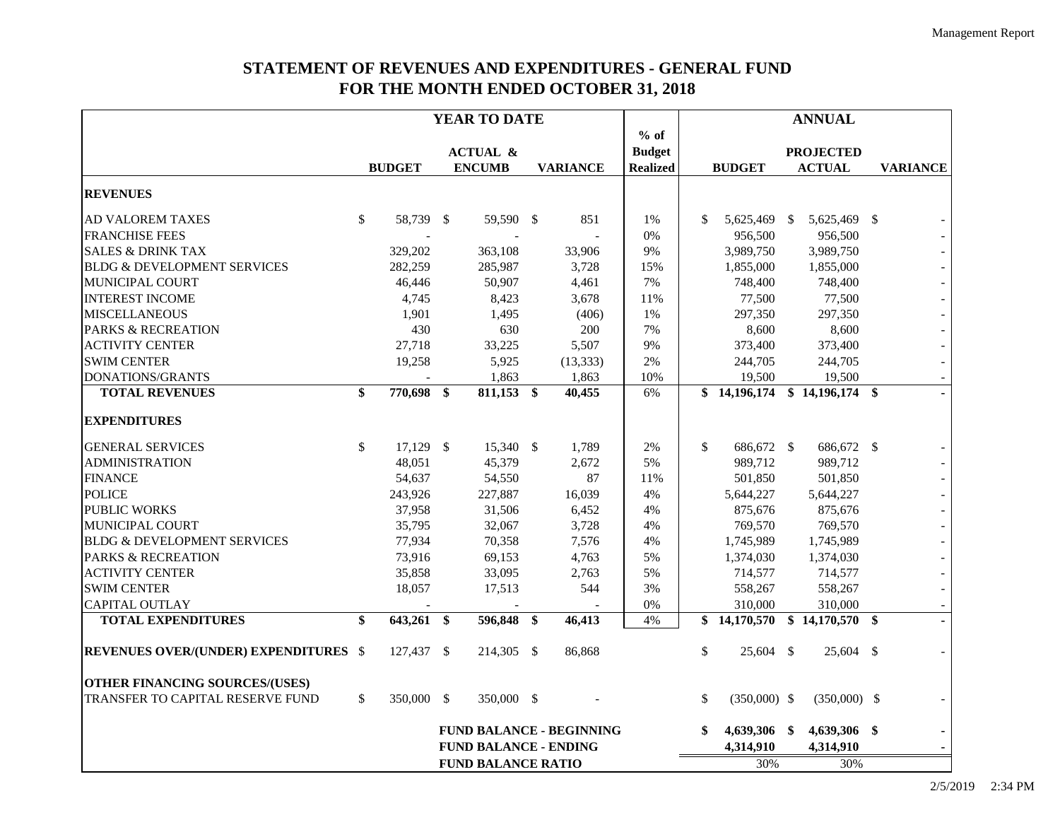# STATEMENT OF REVENUES AND EXPENDITURES - GENERAL FUND
# FOR THE MONTH ENDED OCTOBER 31, 2018

| | YEAR TO DATE | | | | ANNUAL | | |
|---|---|---|---|---|---|---|---|
| | BUDGET | ACTUAL & ENCUMB | VARIANCE | % of Budget Realized | BUDGET | PROJECTED ACTUAL | VARIANCE |
| **REVENUES** | | | | | | | |
| AD VALOREM TAXES | $ 58,739 | $ 59,590 | $ 851 | 1% | $ 5,625,469 | $ 5,625,469 | $ - |
| FRANCHISE FEES | - | - | - | 0% | 956,500 | 956,500 | - |
| SALES & DRINK TAX | 329,202 | 363,108 | 33,906 | 9% | 3,989,750 | 3,989,750 | - |
| BLDG & DEVELOPMENT SERVICES | 282,259 | 285,987 | 3,728 | 15% | 1,855,000 | 1,855,000 | - |
| MUNICIPAL COURT | 46,446 | 50,907 | 4,461 | 7% | 748,400 | 748,400 | - |
| INTEREST INCOME | 4,745 | 8,423 | 3,678 | 11% | 77,500 | 77,500 | - |
| MISCELLANEOUS | 1,901 | 1,495 | (406) | 1% | 297,350 | 297,350 | - |
| PARKS & RECREATION | 430 | 630 | 200 | 7% | 8,600 | 8,600 | - |
| ACTIVITY CENTER | 27,718 | 33,225 | 5,507 | 9% | 373,400 | 373,400 | - |
| SWIM CENTER | 19,258 | 5,925 | (13,333) | 2% | 244,705 | 244,705 | - |
| DONATIONS/GRANTS | - | 1,863 | 1,863 | 10% | 19,500 | 19,500 | - |
| **TOTAL REVENUES** | **$ 770,698** | **$ 811,153** | **$ 40,455** | 6% | **$ 14,196,174** | **$ 14,196,174** | **$ -** |
| **EXPENDITURES** | | | | | | | |
| GENERAL SERVICES | $ 17,129 | $ 15,340 | $ 1,789 | 2% | $ 686,672 | $ 686,672 | $ - |
| ADMINISTRATION | 48,051 | 45,379 | 2,672 | 5% | 989,712 | 989,712 | - |
| FINANCE | 54,637 | 54,550 | 87 | 11% | 501,850 | 501,850 | - |
| POLICE | 243,926 | 227,887 | 16,039 | 4% | 5,644,227 | 5,644,227 | - |
| PUBLIC WORKS | 37,958 | 31,506 | 6,452 | 4% | 875,676 | 875,676 | - |
| MUNICIPAL COURT | 35,795 | 32,067 | 3,728 | 4% | 769,570 | 769,570 | - |
| BLDG & DEVELOPMENT SERVICES | 77,934 | 70,358 | 7,576 | 4% | 1,745,989 | 1,745,989 | - |
| PARKS & RECREATION | 73,916 | 69,153 | 4,763 | 5% | 1,374,030 | 1,374,030 | - |
| ACTIVITY CENTER | 35,858 | 33,095 | 2,763 | 5% | 714,577 | 714,577 | - |
| SWIM CENTER | 18,057 | 17,513 | 544 | 3% | 558,267 | 558,267 | - |
| CAPITAL OUTLAY | - | - | - | 0% | 310,000 | 310,000 | - |
| **TOTAL EXPENDITURES** | **$ 643,261** | **$ 596,848** | **$ 46,413** | 4% | **$ 14,170,570** | **$ 14,170,570** | **$ -** |
| **REVENUES OVER/(UNDER) EXPENDITURES** | $ 127,437 | $ 214,305 | $ 86,868 | | $ 25,604 | $ 25,604 | $ - |
| **OTHER FINANCING SOURCES/(USES)** | | | | | | | |
| TRANSFER TO CAPITAL RESERVE FUND | $ 350,000 | $ 350,000 | $ - | | $ (350,000) | $ (350,000) | $ - |
| | | **FUND BALANCE - BEGINNING** | | | **$ 4,639,306** | **$ 4,639,306** | **$ -** |
| | | **FUND BALANCE - ENDING** | | | **4,314,910** | **4,314,910** | **-** |
| | | **FUND BALANCE RATIO** | | | 30% | 30% | |